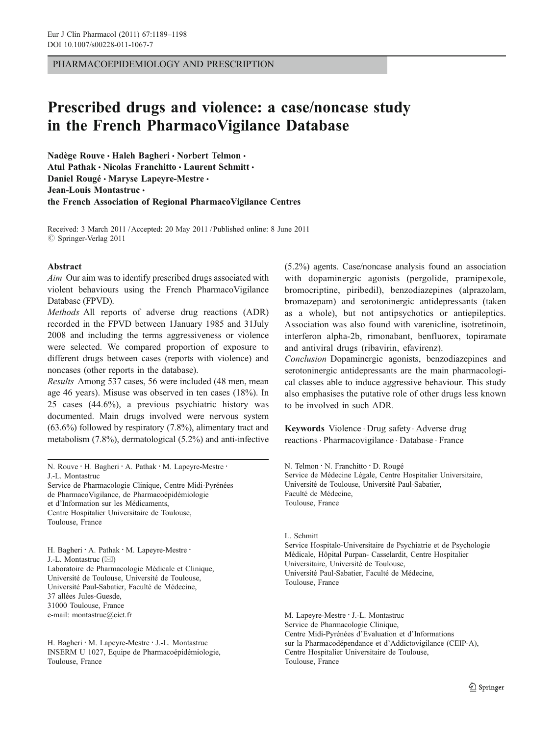PHARMACOEPIDEMIOLOGY AND PRESCRIPTION

# Prescribed drugs and violence: a case/noncase study in the French PharmacoVigilance Database

**Nadège Rouve · Haleh Bagheri · Norbert Telmon · Atul Pathak · Nicolas Franchitto · Laurent Schmitt · Daniel Rougé · Maryse Lapeyre-Mestre · Jean-Louis Montastruc · the French Association of Regional PharmacoVigilance Centres**

Received: 3 March 2011 / Accepted: 20 May 2011 / Published online: 8 June 2011
© Springer-Verlag 2011

## Abstract

*Aim* Our aim was to identify prescribed drugs associated with violent behaviours using the French PharmacoVigilance Database (FPVD).

*Methods* All reports of adverse drug reactions (ADR) recorded in the FPVD between 1January 1985 and 31July 2008 and including the terms aggressiveness or violence were selected. We compared proportion of exposure to different drugs between cases (reports with violence) and noncases (other reports in the database).

*Results* Among 537 cases, 56 were included (48 men, mean age 46 years). Misuse was observed in ten cases (18%). In 25 cases (44.6%), a previous psychiatric history was documented. Main drugs involved were nervous system (63.6%) followed by respiratory (7.8%), alimentary tract and metabolism (7.8%), dermatological (5.2%) and anti-infective (5.2%) agents. Case/noncase analysis found an association with dopaminergic agonists (pergolide, pramipexole, bromocriptine, piribedil), benzodiazepines (alprazolam, bromazepam) and serotoninergic antidepressants (taken as a whole), but not antipsychotics or antiepileptics. Association was also found with varenicline, isotretinoin, interferon alpha-2b, rimonabant, benfluorex, topiramate and antiviral drugs (ribavirin, efavirenz).

*Conclusion* Dopaminergic agonists, benzodiazepines and serotoninergic antidepressants are the main pharmacological classes able to induce aggressive behaviour. This study also emphasises the putative role of other drugs less known to be involved in such ADR.

**Keywords** Violence · Drug safety · Adverse drug reactions · Pharmacovigilance · Database · France

N. Rouve · H. Bagheri · A. Pathak · M. Lapeyre-Mestre · J.-L. Montastruc
Service de Pharmacologie Clinique, Centre Midi-Pyrénées de PharmacoVigilance, de Pharmacoépidémiologie et d'Information sur les Médicaments, Centre Hospitalier Universitaire de Toulouse, Toulouse, France

H. Bagheri · A. Pathak · M. Lapeyre-Mestre · J.-L. Montastruc (✉)
Laboratoire de Pharmacologie Médicale et Clinique, Université de Toulouse, Université de Toulouse, Université Paul-Sabatier, Faculté de Médecine, 37 allées Jules-Guesde, 31000 Toulouse, France
e-mail: montastruc@cict.fr

H. Bagheri · M. Lapeyre-Mestre · J.-L. Montastruc
INSERM U 1027, Equipe de Pharmacoépidémiologie, Toulouse, France

N. Telmon · N. Franchitto · D. Rougé
Service de Médecine Légale, Centre Hospitalier Universitaire, Université de Toulouse, Université Paul-Sabatier, Faculté de Médecine, Toulouse, France

L. Schmitt
Service Hospitalo-Universitaire de Psychiatrie et de Psychologie Médicale, Hôpital Purpan- Casselardit, Centre Hospitalier Universitaire, Université de Toulouse, Université Paul-Sabatier, Faculté de Médecine, Toulouse, France

M. Lapeyre-Mestre · J.-L. Montastruc
Service de Pharmacologie Clinique, Centre Midi-Pyrénées d'Evaluation et d'Informations sur la Pharmacodépendance et d'Addictovigilance (CEIP-A), Centre Hospitalier Universitaire de Toulouse, Toulouse, France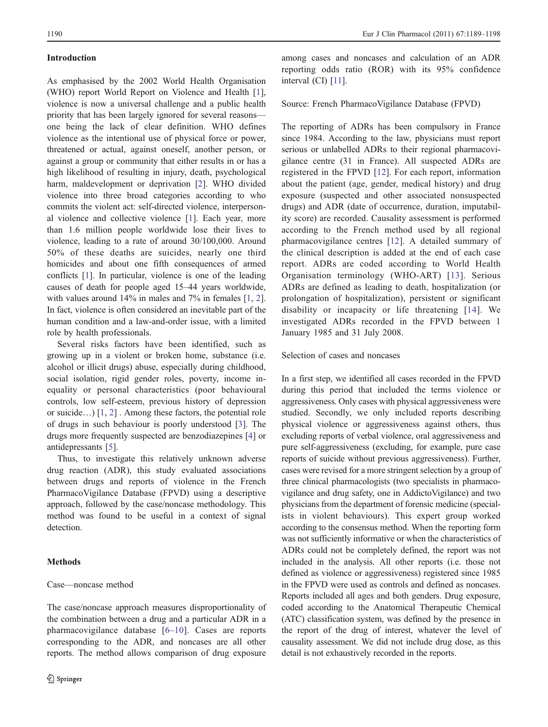## Introduction

As emphasised by the 2002 World Health Organisation (WHO) report World Report on Violence and Health [1], violence is now a universal challenge and a public health priority that has been largely ignored for several reasons—one being the lack of clear definition. WHO defines violence as the intentional use of physical force or power, threatened or actual, against oneself, another person, or against a group or community that either results in or has a high likelihood of resulting in injury, death, psychological harm, maldevelopment or deprivation [2]. WHO divided violence into three broad categories according to who commits the violent act: self-directed violence, interpersonal violence and collective violence [1]. Each year, more than 1.6 million people worldwide lose their lives to violence, leading to a rate of around 30/100,000. Around 50% of these deaths are suicides, nearly one third homicides and about one fifth consequences of armed conflicts [1]. In particular, violence is one of the leading causes of death for people aged 15–44 years worldwide, with values around 14% in males and 7% in females [1, 2]. In fact, violence is often considered an inevitable part of the human condition and a law-and-order issue, with a limited role by health professionals.

Several risks factors have been identified, such as growing up in a violent or broken home, substance (i.e. alcohol or illicit drugs) abuse, especially during childhood, social isolation, rigid gender roles, poverty, income inequality or personal characteristics (poor behavioural controls, low self-esteem, previous history of depression or suicide…) [1, 2] . Among these factors, the potential role of drugs in such behaviour is poorly understood [3]. The drugs more frequently suspected are benzodiazepines [4] or antidepressants [5].

Thus, to investigate this relatively unknown adverse drug reaction (ADR), this study evaluated associations between drugs and reports of violence in the French PharmacoVigilance Database (FPVD) using a descriptive approach, followed by the case/noncase methodology. This method was found to be useful in a context of signal detection.

## Methods

### Case—noncase method

The case/noncase approach measures disproportionality of the combination between a drug and a particular ADR in a pharmacovigilance database [6–10]. Cases are reports corresponding to the ADR, and noncases are all other reports. The method allows comparison of drug exposure among cases and noncases and calculation of an ADR reporting odds ratio (ROR) with its 95% confidence interval (CI) [11].

### Source: French PharmacoVigilance Database (FPVD)

The reporting of ADRs has been compulsory in France since 1984. According to the law, physicians must report serious or unlabelled ADRs to their regional pharmacovigilance centre (31 in France). All suspected ADRs are registered in the FPVD [12]. For each report, information about the patient (age, gender, medical history) and drug exposure (suspected and other associated nonsuspected drugs) and ADR (date of occurrence, duration, imputability score) are recorded. Causality assessment is performed according to the French method used by all regional pharmacovigilance centres [12]. A detailed summary of the clinical description is added at the end of each case report. ADRs are coded according to World Health Organisation terminology (WHO-ART) [13]. Serious ADRs are defined as leading to death, hospitalization (or prolongation of hospitalization), persistent or significant disability or incapacity or life threatening [14]. We investigated ADRs recorded in the FPVD between 1 January 1985 and 31 July 2008.

### Selection of cases and noncases

In a first step, we identified all cases recorded in the FPVD during this period that included the terms violence or aggressiveness. Only cases with physical aggressiveness were studied. Secondly, we only included reports describing physical violence or aggressiveness against others, thus excluding reports of verbal violence, oral aggressiveness and pure self-aggressiveness (excluding, for example, pure case reports of suicide without previous aggressiveness). Further, cases were revised for a more stringent selection by a group of three clinical pharmacologists (two specialists in pharmacovigilance and drug safety, one in AddictoVigilance) and two physicians from the department of forensic medicine (specialists in violent behaviours). This expert group worked according to the consensus method. When the reporting form was not sufficiently informative or when the characteristics of ADRs could not be completely defined, the report was not included in the analysis. All other reports (i.e. those not defined as violence or aggressiveness) registered since 1985 in the FPVD were used as controls and defined as noncases. Reports included all ages and both genders. Drug exposure, coded according to the Anatomical Therapeutic Chemical (ATC) classification system, was defined by the presence in the report of the drug of interest, whatever the level of causality assessment. We did not include drug dose, as this detail is not exhaustively recorded in the reports.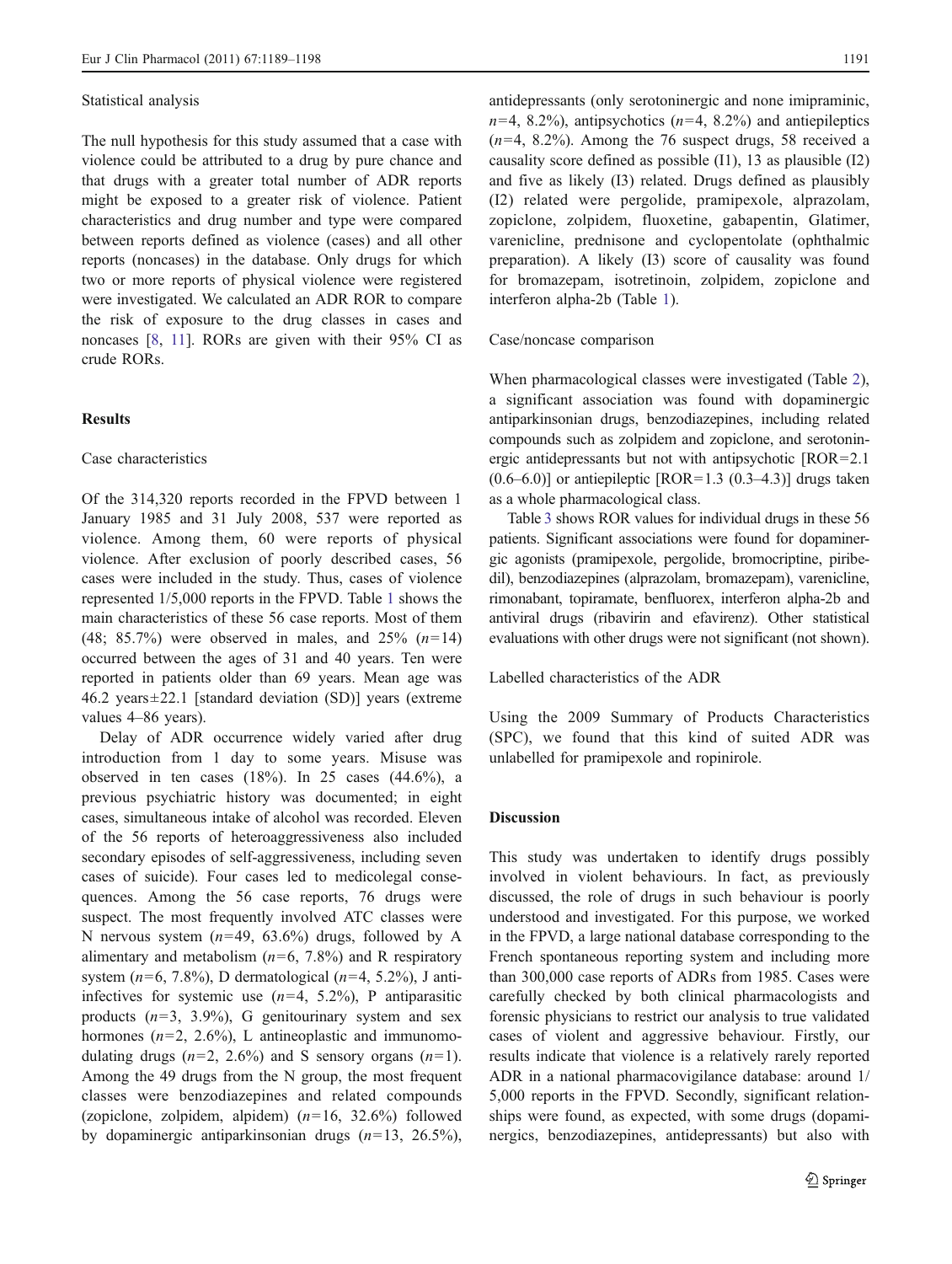### Statistical analysis

The null hypothesis for this study assumed that a case with violence could be attributed to a drug by pure chance and that drugs with a greater total number of ADR reports might be exposed to a greater risk of violence. Patient characteristics and drug number and type were compared between reports defined as violence (cases) and all other reports (noncases) in the database. Only drugs for which two or more reports of physical violence were registered were investigated. We calculated an ADR ROR to compare the risk of exposure to the drug classes in cases and noncases [8, 11]. RORs are given with their 95% CI as crude RORs.

## Results

### Case characteristics

Of the 314,320 reports recorded in the FPVD between 1 January 1985 and 31 July 2008, 537 were reported as violence. Among them, 60 were reports of physical violence. After exclusion of poorly described cases, 56 cases were included in the study. Thus, cases of violence represented 1/5,000 reports in the FPVD. Table 1 shows the main characteristics of these 56 case reports. Most of them (48; 85.7%) were observed in males, and 25% ($n$=14) occurred between the ages of 31 and 40 years. Ten were reported in patients older than 69 years. Mean age was 46.2 years±22.1 [standard deviation (SD)] years (extreme values 4–86 years).

Delay of ADR occurrence widely varied after drug introduction from 1 day to some years. Misuse was observed in ten cases (18%). In 25 cases (44.6%), a previous psychiatric history was documented; in eight cases, simultaneous intake of alcohol was recorded. Eleven of the 56 reports of heteroaggressiveness also included secondary episodes of self-aggressiveness, including seven cases of suicide). Four cases led to medicolegal consequences. Among the 56 case reports, 76 drugs were suspect. The most frequently involved ATC classes were N nervous system ($n$=49, 63.6%) drugs, followed by A alimentary and metabolism ($n$=6, 7.8%) and R respiratory system ($n$=6, 7.8%), D dermatological ($n$=4, 5.2%), J anti-infectives for systemic use ($n$=4, 5.2%), P antiparasitic products ($n$=3, 3.9%), G genitourinary system and sex hormones ($n$=2, 2.6%), L antineoplastic and immunomodulating drugs ($n$=2, 2.6%) and S sensory organs ($n$=1). Among the 49 drugs from the N group, the most frequent classes were benzodiazepines and related compounds (zopiclone, zolpidem, alpidem) ($n$=16, 32.6%) followed by dopaminergic antiparkinsonian drugs ($n$=13, 26.5%), antidepressants (only serotoninergic and none imipraminic, $n$=4, 8.2%), antipsychotics ($n$=4, 8.2%) and antiepileptics ($n$=4, 8.2%). Among the 76 suspect drugs, 58 received a causality score defined as possible (I1), 13 as plausible (I2) and five as likely (I3) related. Drugs defined as plausibly (I2) related were pergolide, pramipexole, alprazolam, zopiclone, zolpidem, fluoxetine, gabapentin, Glatimer, varenicline, prednisone and cyclopentolate (ophthalmic preparation). A likely (I3) score of causality was found for bromazepam, isotretinoin, zolpidem, zopiclone and interferon alpha-2b (Table 1).

### Case/noncase comparison

When pharmacological classes were investigated (Table 2), a significant association was found with dopaminergic antiparkinsonian drugs, benzodiazepines, including related compounds such as zolpidem and zopiclone, and serotoninergic antidepressants but not with antipsychotic [ROR=2.1 (0.6–6.0)] or antiepileptic [ROR=1.3 (0.3–4.3)] drugs taken as a whole pharmacological class.

Table 3 shows ROR values for individual drugs in these 56 patients. Significant associations were found for dopaminergic agonists (pramipexole, pergolide, bromocriptine, piribedil), benzodiazepines (alprazolam, bromazepam), varenicline, rimonabant, topiramate, benfluorex, interferon alpha-2b and antiviral drugs (ribavirin and efavirenz). Other statistical evaluations with other drugs were not significant (not shown).

### Labelled characteristics of the ADR

Using the 2009 Summary of Products Characteristics (SPC), we found that this kind of suited ADR was unlabelled for pramipexole and ropinirole.

## Discussion

This study was undertaken to identify drugs possibly involved in violent behaviours. In fact, as previously discussed, the role of drugs in such behaviour is poorly understood and investigated. For this purpose, we worked in the FPVD, a large national database corresponding to the French spontaneous reporting system and including more than 300,000 case reports of ADRs from 1985. Cases were carefully checked by both clinical pharmacologists and forensic physicians to restrict our analysis to true validated cases of violent and aggressive behaviour. Firstly, our results indicate that violence is a relatively rarely reported ADR in a national pharmacovigilance database: around 1/5,000 reports in the FPVD. Secondly, significant relationships were found, as expected, with some drugs (dopaminergics, benzodiazepines, antidepressants) but also with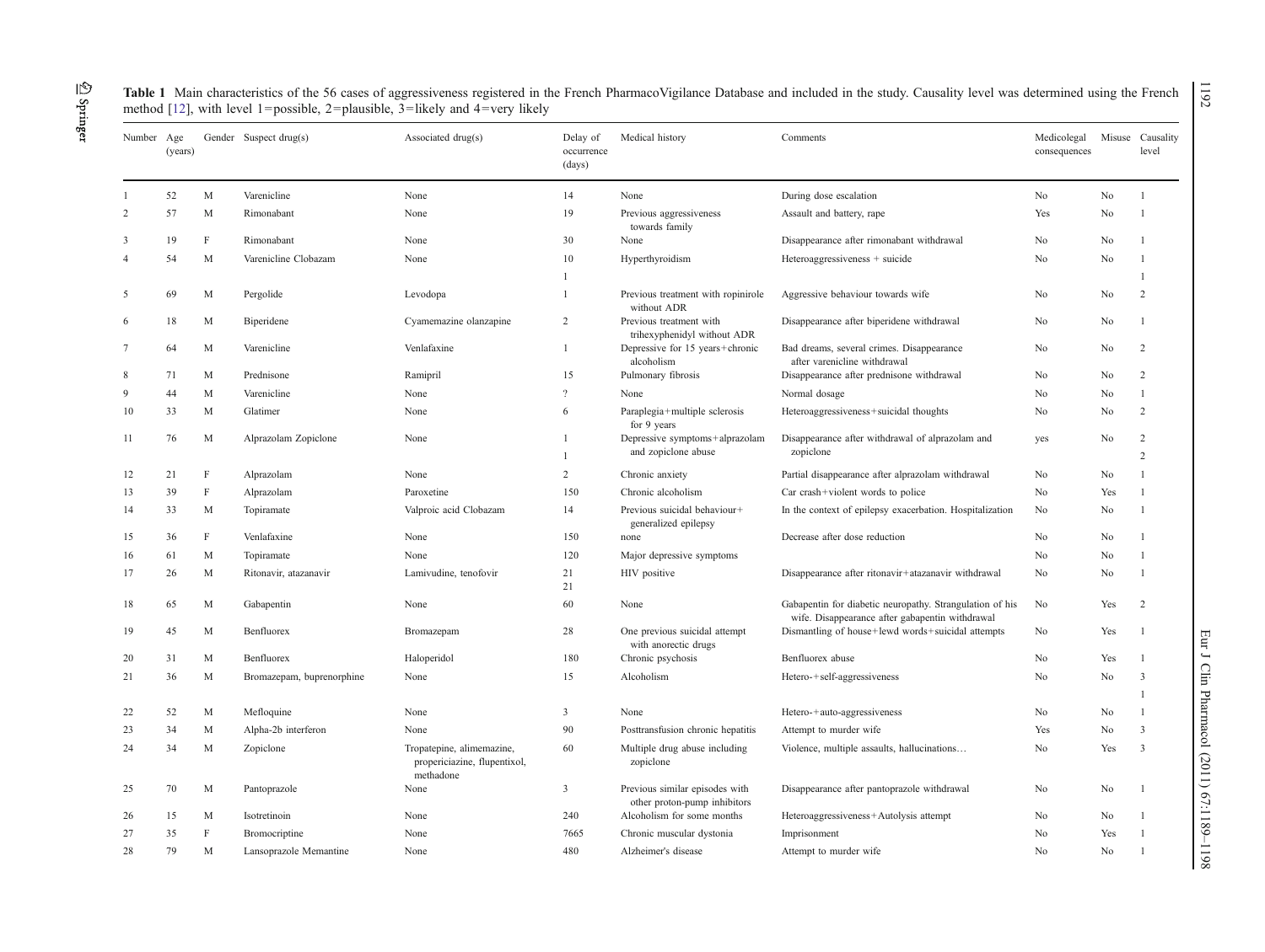**Table 1** Main characteristics of the 56 cases of aggressiveness registered in the French PharmacoVigilance Database and included in the study. Causality level was determined using the French method [12], with level 1=possible, 2=plausible, 3=likely and 4=very likely

| Number | Age (years) | Gender | Suspect drug(s) | Associated drug(s) | Delay of occurrence (days) | Medical history | Comments | Medicolegal consequences | Misuse | Causality level |
|---|---|---|---|---|---|---|---|---|---|---|
| 1 | 52 | M | Varenicline | None | 14 | None | During dose escalation | No | No | 1 |
| 2 | 57 | M | Rimonabant | None | 19 | Previous aggressiveness towards family | Assault and battery, rape | Yes | No | 1 |
| 3 | 19 | F | Rimonabant | None | 30 | None | Disappearance after rimonabant withdrawal | No | No | 1 |
| 4 | 54 | M | Varenicline Clobazam | None | 10<br>1 | Hyperthyroidism | Heteroaggressiveness + suicide | No | No | 1<br>1 |
| 5 | 69 | M | Pergolide | Levodopa | 1 | Previous treatment with ropinirole without ADR | Aggressive behaviour towards wife | No | No | 2 |
| 6 | 18 | M | Biperidene | Cyamemazine olanzapine | 2 | Previous treatment with trihexyphenidyl without ADR | Disappearance after biperidene withdrawal | No | No | 1 |
| 7 | 64 | M | Varenicline | Venlafaxine | 1 | Depressive for 15 years+chronic alcoholism | Bad dreams, several crimes. Disappearance after varenicline withdrawal | No | No | 2 |
| 8 | 71 | M | Prednisone | Ramipril | 15 | Pulmonary fibrosis | Disappearance after prednisone withdrawal | No | No | 2 |
| 9 | 44 | M | Varenicline | None | ? | None | Normal dosage | No | No | 1 |
| 10 | 33 | M | Glatimer | None | 6 | Paraplegia+multiple sclerosis for 9 years | Heteroaggressiveness+suicidal thoughts | No | No | 2 |
| 11 | 76 | M | Alprazolam Zopiclone | None | 1<br>1 | Depressive symptoms+alprazolam and zopiclone abuse | Disappearance after withdrawal of alprazolam and zopiclone | yes | No | 2<br>2 |
| 12 | 21 | F | Alprazolam | None | 2 | Chronic anxiety | Partial disappearance after alprazolam withdrawal | No | No | 1 |
| 13 | 39 | F | Alprazolam | Paroxetine | 150 | Chronic alcoholism | Car crash+violent words to police | No | Yes | 1 |
| 14 | 33 | M | Topiramate | Valproic acid Clobazam | 14 | Previous suicidal behaviour+ generalized epilepsy | In the context of epilepsy exacerbation. Hospitalization | No | No | 1 |
| 15 | 36 | F | Venlafaxine | None | 150 | none | Decrease after dose reduction | No | No | 1 |
| 16 | 61 | M | Topiramate | None | 120 | Major depressive symptoms | | No | No | 1 |
| 17 | 26 | M | Ritonavir, atazanavir | Lamivudine, tenofovir | 21<br>21 | HIV positive | Disappearance after ritonavir+atazanavir withdrawal | No | No | 1 |
| 18 | 65 | M | Gabapentin | None | 60 | None | Gabapentin for diabetic neuropathy. Strangulation of his wife. Disappearance after gabapentin withdrawal | No | Yes | 2 |
| 19 | 45 | M | Benfluorex | Bromazepam | 28 | One previous suicidal attempt with anorectic drugs | Dismantling of house+lewd words+suicidal attempts | No | Yes | 1 |
| 20 | 31 | M | Benfluorex | Haloperidol | 180 | Chronic psychosis | Benfluorex abuse | No | Yes | 1 |
| 21 | 36 | M | Bromazepam, buprenorphine | None | 15 | Alcoholism | Hetero-+self-aggressiveness | No | No | 3<br>1 |
| 22 | 52 | M | Mefloquine | None | 3 | None | Hetero-+auto-aggressiveness | No | No | 1 |
| 23 | 34 | M | Alpha-2b interferon | None | 90 | Posttransfusion chronic hepatitis | Attempt to murder wife | Yes | No | 3 |
| 24 | 34 | M | Zopiclone | Tropatepine, alimemazine, propericiazine, flupentixol, methadone | 60 | Multiple drug abuse including zopiclone | Violence, multiple assaults, hallucinations… | No | Yes | 3 |
| 25 | 70 | M | Pantoprazole | None | 3 | Previous similar episodes with other proton-pump inhibitors | Disappearance after pantoprazole withdrawal | No | No | 1 |
| 26 | 15 | M | Isotretinoin | None | 240 | Alcoholism for some months | Heteroaggressiveness+Autolysis attempt | No | No | 1 |
| 27 | 35 | F | Bromocriptine | None | 7665 | Chronic muscular dystonia | Imprisonment | No | Yes | 1 |
| 28 | 79 | M | Lansoprazole Memantine | None | 480 | Alzheimer's disease | Attempt to murder wife | No | No | 1 |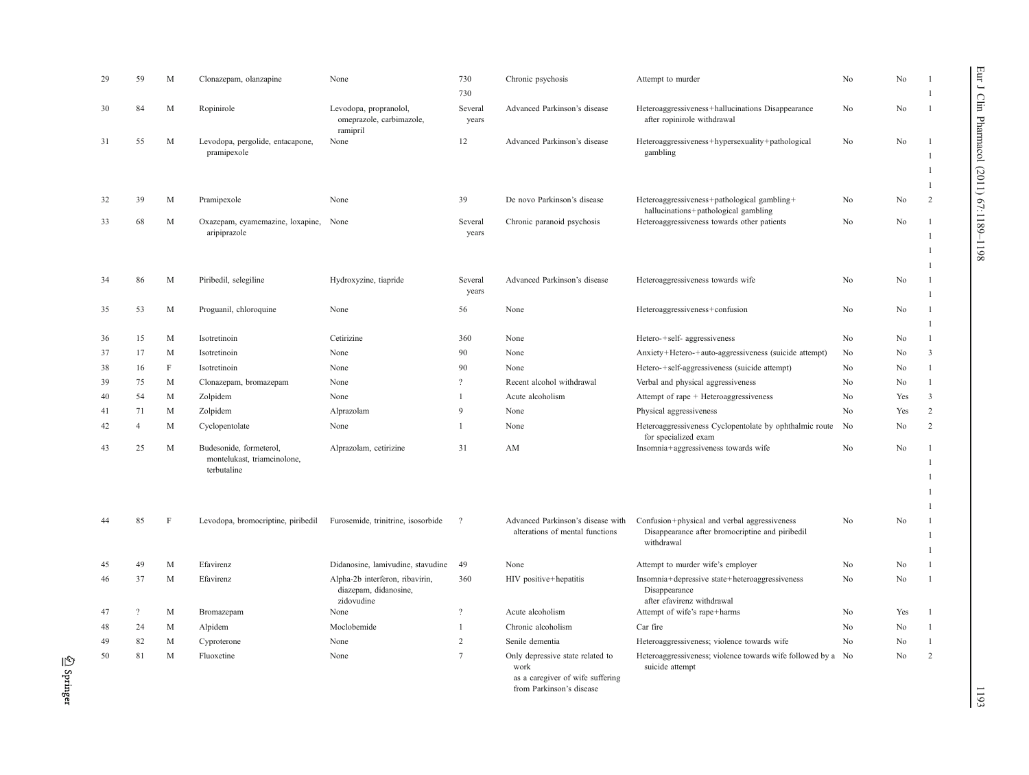| | | | | | | | | | | |
|---|---|---|---|---|---|---|---|---|---|---|
| 29 | 59 | M | Clonazepam, olanzapine | None | 730<br>730 | Chronic psychosis | Attempt to murder | No | No | 1<br>1 |
| 30 | 84 | M | Ropinirole | Levodopa, propranolol, omeprazole, carbimazole, ramipril | Several years | Advanced Parkinson's disease | Heteroaggressiveness+hallucinations Disappearance after ropinirole withdrawal | No | No | 1 |
| 31 | 55 | M | Levodopa, pergolide, entacapone, pramipexole | None | 12 | Advanced Parkinson's disease | Heteroaggressiveness+hypersexuality+pathological gambling | No | No | 1<br>1<br>1<br>1 |
| 32 | 39 | M | Pramipexole | None | 39 | De novo Parkinson's disease | Heteroaggressiveness+pathological gambling+ hallucinations+pathological gambling | No | No | 2 |
| 33 | 68 | M | Oxazepam, cyamemazine, loxapine, aripiprazole | None | Several years | Chronic paranoid psychosis | Heteroaggressiveness towards other patients | No | No | 1<br>1<br>1<br>1 |
| 34 | 86 | M | Piribedil, selegiline | Hydroxyzine, tiapride | Several years | Advanced Parkinson's disease | Heteroaggressiveness towards wife | No | No | 1<br>1 |
| 35 | 53 | M | Proguanil, chloroquine | None | 56 | None | Heteroaggressiveness+confusion | No | No | 1<br>1 |
| 36 | 15 | M | Isotretinoin | Cetirizine | 360 | None | Hetero-+self- aggressiveness | No | No | 1 |
| 37 | 17 | M | Isotretinoin | None | 90 | None | Anxiety+Hetero-+auto-aggressiveness (suicide attempt) | No | No | 3 |
| 38 | 16 | F | Isotretinoin | None | 90 | None | Hetero-+self-aggressiveness (suicide attempt) | No | No | 1 |
| 39 | 75 | M | Clonazepam, bromazepam | None | ? | Recent alcohol withdrawal | Verbal and physical aggressiveness | No | No | 1 |
| 40 | 54 | M | Zolpidem | None | 1 | Acute alcoholism | Attempt of rape + Heteroaggressiveness | No | Yes | 3 |
| 41 | 71 | M | Zolpidem | Alprazolam | 9 | None | Physical aggressiveness | No | Yes | 2 |
| 42 | 4 | M | Cyclopentolate | None | 1 | None | Heteroaggressiveness Cyclopentolate by ophthalmic route for specialized exam | No | No | 2 |
| 43 | 25 | M | Budesonide, formeterol, montelukast, triamcinolone, terbutaline | Alprazolam, cetirizine | 31 | AM | Insomnia+aggressiveness towards wife | No | No | 1<br>1<br>1<br>1<br>1 |
| 44 | 85 | F | Levodopa, bromocriptine, piribedil | Furosemide, trinitrine, isosorbide | ? | Advanced Parkinson's disease with alterations of mental functions | Confusion+physical and verbal aggressiveness Disappearance after bromocriptine and piribedil withdrawal | No | No | 1<br>1<br>1 |
| 45 | 49 | M | Efavirenz | Didanosine, lamivudine, stavudine | 49 | None | Attempt to murder wife's employer | No | No | 1 |
| 46 | 37 | M | Efavirenz | Alpha-2b interferon, ribavirin, diazepam, didanosine, zidovudine | 360 | HIV positive+hepatitis | Insomnia+depressive state+heteroaggressiveness Disappearance after efavirenz withdrawal | No | No | 1 |
| 47 | ? | M | Bromazepam | None | ? | Acute alcoholism | Attempt of wife's rape+harms | No | Yes | 1 |
| 48 | 24 | M | Alpidem | Moclobemide | 1 | Chronic alcoholism | Car fire | No | No | 1 |
| 49 | 82 | M | Cyproterone | None | 2 | Senile dementia | Heteroaggressiveness; violence towards wife | No | No | 1 |
| 50 | 81 | M | Fluoxetine | None | 7 | Only depressive state related to work as a caregiver of wife suffering from Parkinson's disease | Heteroaggressiveness; violence towards wife followed by a suicide attempt | No | No | 2 |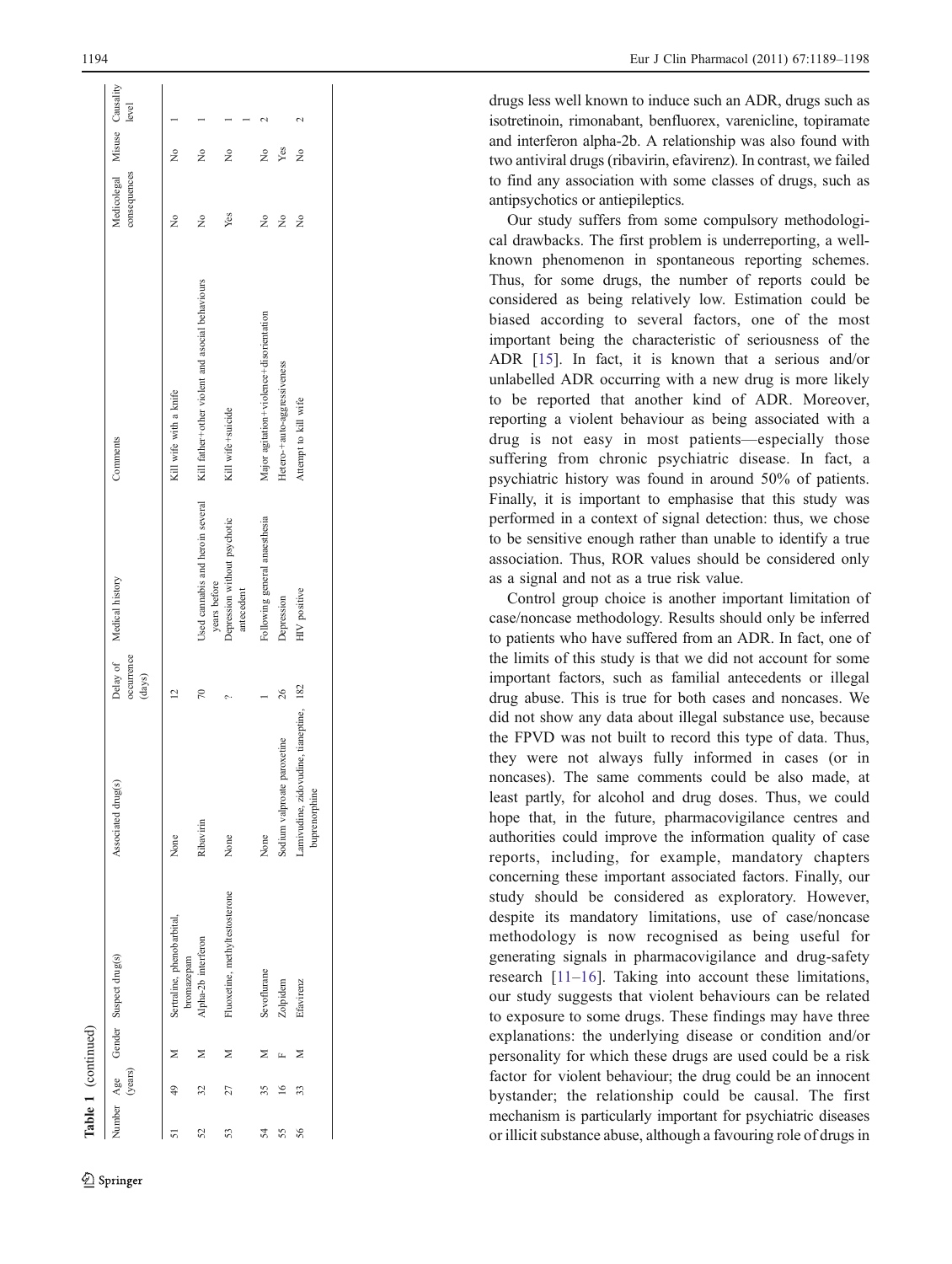**Table 1** (continued)

| Number | Age (years) | Gender | Suspect drug(s) | Associated drug(s) | Delay of occurrence (days) | Medical history | Comments | Medicolegal consequences | Misuse | Causality level |
|---|---|---|---|---|---|---|---|---|---|---|
| 51 | 49 | M | Sertraline, phenobarbital, bromazepam | None | 12 | | Kill wife with a knife | No | No | 1 |
| 52 | 32 | M | Alpha-2b interferon | Ribavirin | 70 | Used cannabis and heroin several years before | Kill father+other violent and asocial behaviours | No | No | 1 |
| 53 | 27 | M | Fluoxetine, methyltestosterone | None | ? | Depression without psychotic antecedent | Kill wife+suicide | Yes | No | 1 |
| | | | | | | | | | | 1 |
| 54 | 35 | M | Sevoflurane | None | 1 | Following general anaesthesia | Major agitation+violence+disorientation | No | No | 2 |
| 55 | 16 | F | Zolpidem | Sodium valproate paroxetine | 26 | Depression | Hetero-+auto-aggressiveness | No | Yes | |
| 56 | 33 | M | Efavirenz | Lamivudine, zidovudine, tianeptine, buprenorphine | 182 | HIV positive | Attempt to kill wife | No | No | 2 |

drugs less well known to induce such an ADR, drugs such as isotretinoin, rimonabant, benfluorex, varenicline, topiramate and interferon alpha-2b. A relationship was also found with two antiviral drugs (ribavirin, efavirenz). In contrast, we failed to find any association with some classes of drugs, such as antipsychotics or antiepileptics.

Our study suffers from some compulsory methodological drawbacks. The first problem is underreporting, a well-known phenomenon in spontaneous reporting schemes. Thus, for some drugs, the number of reports could be considered as being relatively low. Estimation could be biased according to several factors, one of the most important being the characteristic of seriousness of the ADR [15]. In fact, it is known that a serious and/or unlabelled ADR occurring with a new drug is more likely to be reported that another kind of ADR. Moreover, reporting a violent behaviour as being associated with a drug is not easy in most patients—especially those suffering from chronic psychiatric disease. In fact, a psychiatric history was found in around 50% of patients. Finally, it is important to emphasise that this study was performed in a context of signal detection: thus, we chose to be sensitive enough rather than unable to identify a true association. Thus, ROR values should be considered only as a signal and not as a true risk value.

Control group choice is another important limitation of case/noncase methodology. Results should only be inferred to patients who have suffered from an ADR. In fact, one of the limits of this study is that we did not account for some important factors, such as familial antecedents or illegal drug abuse. This is true for both cases and noncases. We did not show any data about illegal substance use, because the FPVD was not built to record this type of data. Thus, they were not always fully informed in cases (or in noncases). The same comments could be also made, at least partly, for alcohol and drug doses. Thus, we could hope that, in the future, pharmacovigilance centres and authorities could improve the information quality of case reports, including, for example, mandatory chapters concerning these important associated factors. Finally, our study should be considered as exploratory. However, despite its mandatory limitations, use of case/noncase methodology is now recognised as being useful for generating signals in pharmacovigilance and drug-safety research [11–16]. Taking into account these limitations, our study suggests that violent behaviours can be related to exposure to some drugs. These findings may have three explanations: the underlying disease or condition and/or personality for which these drugs are used could be a risk factor for violent behaviour; the drug could be an innocent bystander; the relationship could be causal. The first mechanism is particularly important for psychiatric diseases or illicit substance abuse, although a favouring role of drugs in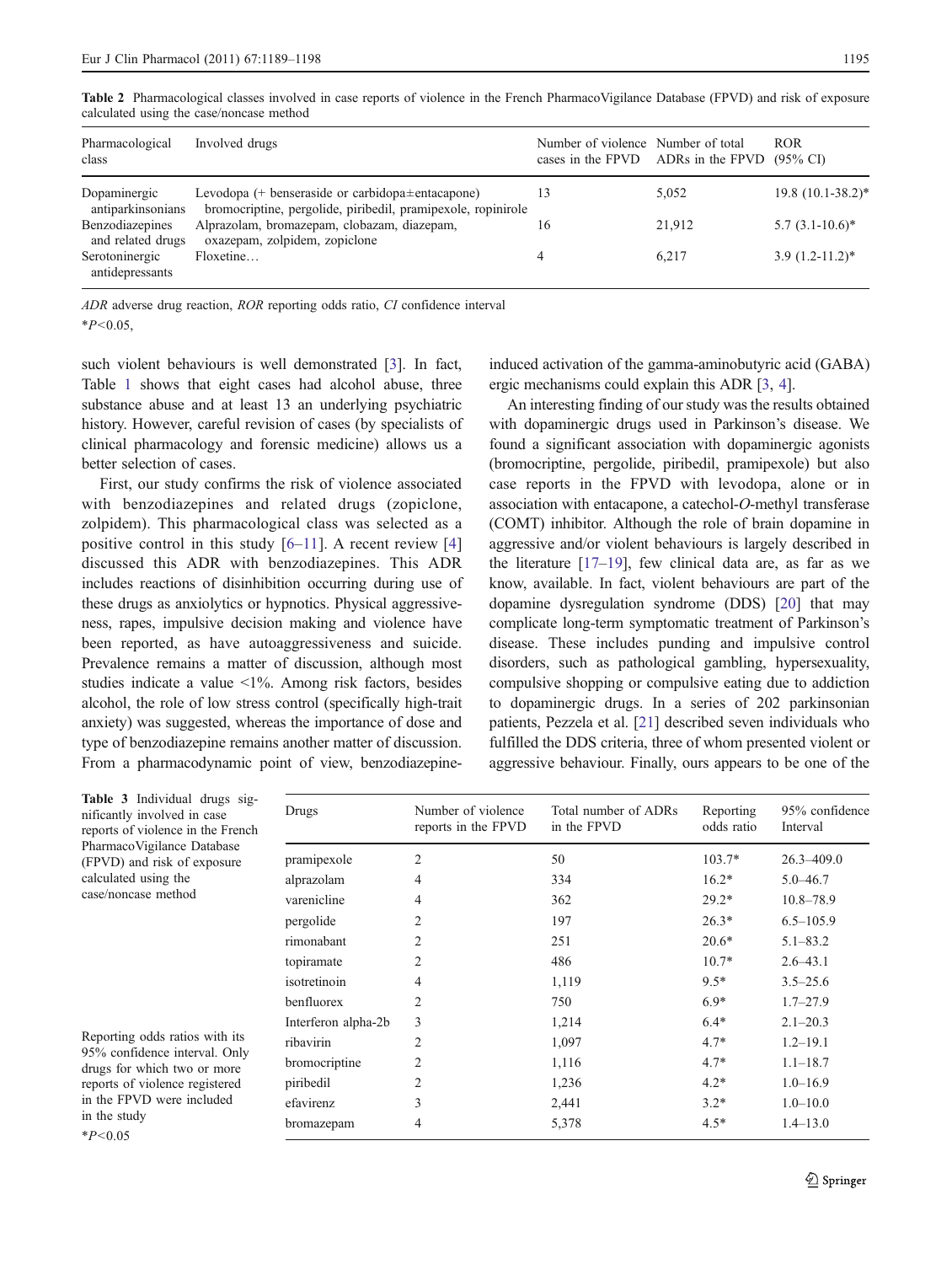Table 2 Pharmacological classes involved in case reports of violence in the French PharmacoVigilance Database (FPVD) and risk of exposure calculated using the case/noncase method

| Pharmacological class | Involved drugs | Number of violence cases in the FPVD | Number of total ADRs in the FPVD | ROR (95% CI) |
|---|---|---|---|---|
| Dopaminergic antiparkinsonians | Levodopa (+ benseraside or carbidopa±entacapone) bromocriptine, pergolide, piribedil, pramipexole, ropinirole | 13 | 5,052 | 19.8 (10.1-38.2)* |
| Benzodiazepines and related drugs | Alprazolam, bromazepam, clobazam, diazepam, oxazepam, zolpidem, zopiclone | 16 | 21,912 | 5.7 (3.1-10.6)* |
| Serotoninergic antidepressants | Floxetine… | 4 | 6,217 | 3.9 (1.2-11.2)* |

ADR adverse drug reaction, ROR reporting odds ratio, CI confidence interval

*$P<0.05$,

such violent behaviours is well demonstrated [3]. In fact, Table 1 shows that eight cases had alcohol abuse, three substance abuse and at least 13 an underlying psychiatric history. However, careful revision of cases (by specialists of clinical pharmacology and forensic medicine) allows us a better selection of cases.

First, our study confirms the risk of violence associated with benzodiazepines and related drugs (zopiclone, zolpidem). This pharmacological class was selected as a positive control in this study [6–11]. A recent review [4] discussed this ADR with benzodiazepines. This ADR includes reactions of disinhibition occurring during use of these drugs as anxiolytics or hypnotics. Physical aggressiveness, rapes, impulsive decision making and violence have been reported, as have autoaggressiveness and suicide. Prevalence remains a matter of discussion, although most studies indicate a value <1%. Among risk factors, besides alcohol, the role of low stress control (specifically high-trait anxiety) was suggested, whereas the importance of dose and type of benzodiazepine remains another matter of discussion. From a pharmacodynamic point of view, benzodiazepine-induced activation of the gamma-aminobutyric acid (GABA) ergic mechanisms could explain this ADR [3, 4].

An interesting finding of our study was the results obtained with dopaminergic drugs used in Parkinson's disease. We found a significant association with dopaminergic agonists (bromocriptine, pergolide, piribedil, pramipexole) but also case reports in the FPVD with levodopa, alone or in association with entacapone, a catechol-*O*-methyl transferase (COMT) inhibitor. Although the role of brain dopamine in aggressive and/or violent behaviours is largely described in the literature [17–19], few clinical data are, as far as we know, available. In fact, violent behaviours are part of the dopamine dysregulation syndrome (DDS) [20] that may complicate long-term symptomatic treatment of Parkinson's disease. These includes punding and impulsive control disorders, such as pathological gambling, hypersexuality, compulsive shopping or compulsive eating due to addiction to dopaminergic drugs. In a series of 202 parkinsonian patients, Pezzela et al. [21] described seven individuals who fulfilled the DDS criteria, three of whom presented violent or aggressive behaviour. Finally, ours appears to be one of the

Table 3 Individual drugs significantly involved in case reports of violence in the French PharmacoVigilance Database (FPVD) and risk of exposure calculated using the case/noncase method

| Drugs | Number of violence reports in the FPVD | Total number of ADRs in the FPVD | Reporting odds ratio | 95% confidence Interval |
|---|---|---|---|---|
| pramipexole | 2 | 50 | 103.7* | 26.3–409.0 |
| alprazolam | 4 | 334 | 16.2* | 5.0–46.7 |
| varenicline | 4 | 362 | 29.2* | 10.8–78.9 |
| pergolide | 2 | 197 | 26.3* | 6.5–105.9 |
| rimonabant | 2 | 251 | 20.6* | 5.1–83.2 |
| topiramate | 2 | 486 | 10.7* | 2.6–43.1 |
| isotretinoin | 4 | 1,119 | 9.5* | 3.5–25.6 |
| benfluorex | 2 | 750 | 6.9* | 1.7–27.9 |
| Interferon alpha-2b | 3 | 1,214 | 6.4* | 2.1–20.3 |
| ribavirin | 2 | 1,097 | 4.7* | 1.2–19.1 |
| bromocriptine | 2 | 1,116 | 4.7* | 1.1–18.7 |
| piribedil | 2 | 1,236 | 4.2* | 1.0–16.9 |
| efavirenz | 3 | 2,441 | 3.2* | 1.0–10.0 |
| bromazepam | 4 | 5,378 | 4.5* | 1.4–13.0 |

Reporting odds ratios with its 95% confidence interval. Only drugs for which two or more reports of violence registered in the FPVD were included in the study

*$P<0.05$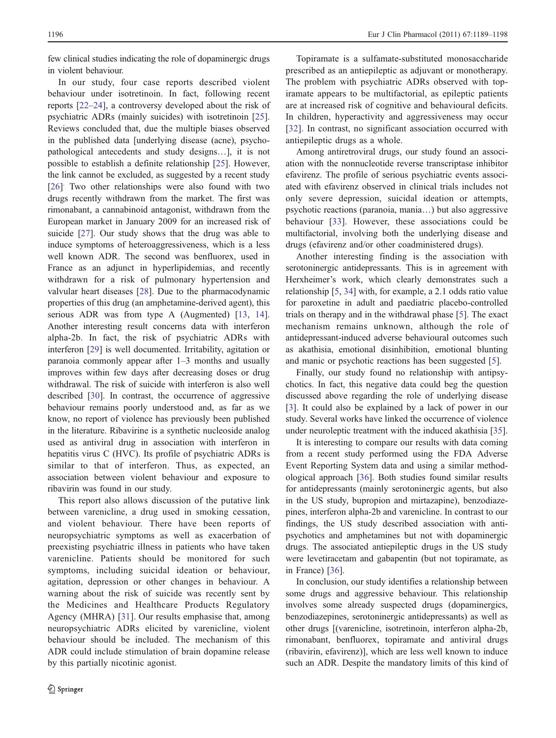few clinical studies indicating the role of dopaminergic drugs in violent behaviour.

In our study, four case reports described violent behaviour under isotretinoin. In fact, following recent reports [22–24], a controversy developed about the risk of psychiatric ADRs (mainly suicides) with isotretinoin [25]. Reviews concluded that, due the multiple biases observed in the published data [underlying disease (acne), psychopathological antecedents and study designs…], it is not possible to establish a definite relationship [25]. However, the link cannot be excluded, as suggested by a recent study [26]. Two other relationships were also found with two drugs recently withdrawn from the market. The first was rimonabant, a cannabinoid antagonist, withdrawn from the European market in January 2009 for an increased risk of suicide [27]. Our study shows that the drug was able to induce symptoms of heteroaggressiveness, which is a less well known ADR. The second was benfluorex, used in France as an adjunct in hyperlipidemias, and recently withdrawn for a risk of pulmonary hypertension and valvular heart diseases [28]. Due to the pharmacodynamic properties of this drug (an amphetamine-derived agent), this serious ADR was from type A (Augmented) [13, 14]. Another interesting result concerns data with interferon alpha-2b. In fact, the risk of psychiatric ADRs with interferon [29] is well documented. Irritability, agitation or paranoia commonly appear after 1–3 months and usually improves within few days after decreasing doses or drug withdrawal. The risk of suicide with interferon is also well described [30]. In contrast, the occurrence of aggressive behaviour remains poorly understood and, as far as we know, no report of violence has previously been published in the literature. Ribavirine is a synthetic nucleoside analog used as antiviral drug in association with interferon in hepatitis virus C (HVC). Its profile of psychiatric ADRs is similar to that of interferon. Thus, as expected, an association between violent behaviour and exposure to ribavirin was found in our study.

This report also allows discussion of the putative link between varenicline, a drug used in smoking cessation, and violent behaviour. There have been reports of neuropsychiatric symptoms as well as exacerbation of preexisting psychiatric illness in patients who have taken varenicline. Patients should be monitored for such symptoms, including suicidal ideation or behaviour, agitation, depression or other changes in behaviour. A warning about the risk of suicide was recently sent by the Medicines and Healthcare Products Regulatory Agency (MHRA) [31]. Our results emphasise that, among neuropsychiatric ADRs elicited by varenicline, violent behaviour should be included. The mechanism of this ADR could include stimulation of brain dopamine release by this partially nicotinic agonist.

Topiramate is a sulfamate-substituted monosaccharide prescribed as an antiepileptic as adjuvant or monotherapy. The problem with psychiatric ADRs observed with topiramate appears to be multifactorial, as epileptic patients are at increased risk of cognitive and behavioural deficits. In children, hyperactivity and aggressiveness may occur [32]. In contrast, no significant association occurred with antiepileptic drugs as a whole.

Among antiretroviral drugs, our study found an association with the nonnucleotide reverse transcriptase inhibitor efavirenz. The profile of serious psychiatric events associated with efavirenz observed in clinical trials includes not only severe depression, suicidal ideation or attempts, psychotic reactions (paranoia, mania…) but also aggressive behaviour [33]. However, these associations could be multifactorial, involving both the underlying disease and drugs (efavirenz and/or other coadministered drugs).

Another interesting finding is the association with serotoninergic antidepressants. This is in agreement with Herxheimer's work, which clearly demonstrates such a relationship [5, 34] with, for example, a 2.1 odds ratio value for paroxetine in adult and paediatric placebo-controlled trials on therapy and in the withdrawal phase [5]. The exact mechanism remains unknown, although the role of antidepressant-induced adverse behavioural outcomes such as akathisia, emotional disinhibition, emotional blunting and manic or psychotic reactions has been suggested [5].

Finally, our study found no relationship with antipsychotics. In fact, this negative data could beg the question discussed above regarding the role of underlying disease [3]. It could also be explained by a lack of power in our study. Several works have linked the occurrence of violence under neuroleptic treatment with the induced akathisia [35].

It is interesting to compare our results with data coming from a recent study performed using the FDA Adverse Event Reporting System data and using a similar methodological approach [36]. Both studies found similar results for antidepressants (mainly serotoninergic agents, but also in the US study, bupropion and mirtazapine), benzodiazepines, interferon alpha-2b and varenicline. In contrast to our findings, the US study described association with antipsychotics and amphetamines but not with dopaminergic drugs. The associated antiepileptic drugs in the US study were levetiracetam and gabapentin (but not topiramate, as in France) [36].

In conclusion, our study identifies a relationship between some drugs and aggressive behaviour. This relationship involves some already suspected drugs (dopaminergics, benzodiazepines, serotoninergic antidepressants) as well as other drugs [(varenicline, isotretinoin, interferon alpha-2b, rimonabant, benfluorex, topiramate and antiviral drugs (ribavirin, efavirenz)], which are less well known to induce such an ADR. Despite the mandatory limits of this kind of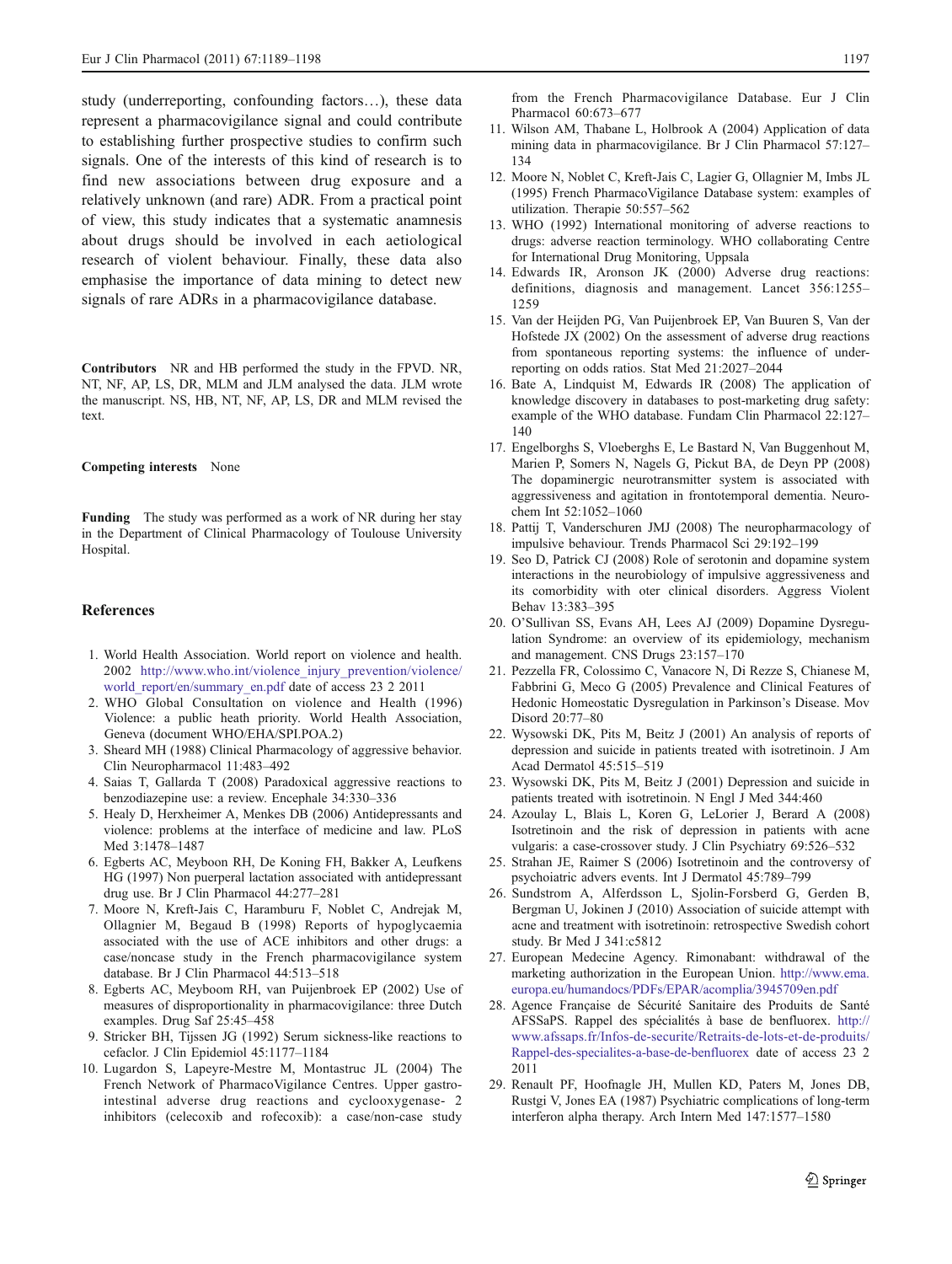study (underreporting, confounding factors…), these data represent a pharmacovigilance signal and could contribute to establishing further prospective studies to confirm such signals. One of the interests of this kind of research is to find new associations between drug exposure and a relatively unknown (and rare) ADR. From a practical point of view, this study indicates that a systematic anamnesis about drugs should be involved in each aetiological research of violent behaviour. Finally, these data also emphasise the importance of data mining to detect new signals of rare ADRs in a pharmacovigilance database.

**Contributors** NR and HB performed the study in the FPVD. NR, NT, NF, AP, LS, DR and MLM analysed the data. JLM wrote the manuscript. NS, HB, NT, NF, AP, LS, DR and MLM revised the text.

**Competing interests** None

**Funding** The study was performed as a work of NR during her stay in the Department of Clinical Pharmacology of Toulouse University Hospital.

## References

1. World Health Association. World report on violence and health. 2002 http://www.who.int/violence_injury_prevention/violence/world_report/en/summary_en.pdf date of access 23 2 2011
2. WHO Global Consultation on violence and Health (1996) Violence: a public heath priority. World Health Association, Geneva (document WHO/EHA/SPI.POA.2)
3. Sheard MH (1988) Clinical Pharmacology of aggressive behavior. Clin Neuropharmacol 11:483–492
4. Saias T, Gallarda T (2008) Paradoxical aggressive reactions to benzodiazepine use: a review. Encephale 34:330–336
5. Healy D, Herxheimer A, Menkes DB (2006) Antidepressants and violence: problems at the interface of medicine and law. PLoS Med 3:1478–1487
6. Egberts AC, Meyboon RH, De Koning FH, Bakker A, Leufkens HG (1997) Non puerperal lactation associated with antidepressant drug use. Br J Clin Pharmacol 44:277–281
7. Moore N, Kreft-Jais C, Haramburu F, Noblet C, Andrejak M, Ollagnier M, Begaud B (1998) Reports of hypoglycaemia associated with the use of ACE inhibitors and other drugs: a case/noncase study in the French pharmacovigilance system database. Br J Clin Pharmacol 44:513–518
8. Egberts AC, Meyboom RH, van Puijenbroek EP (2002) Use of measures of disproportionality in pharmacovigilance: three Dutch examples. Drug Saf 25:45–458
9. Stricker BH, Tijssen JG (1992) Serum sickness-like reactions to cefaclor. J Clin Epidemiol 45:1177–1184
10. Lugardon S, Lapeyre-Mestre M, Montastruc JL (2004) The French Network of PharmacoVigilance Centres. Upper gastro-intestinal adverse drug reactions and cyclooxygenase- 2 inhibitors (celecoxib and rofecoxib): a case/non-case study from the French Pharmacovigilance Database. Eur J Clin Pharmacol 60:673–677
11. Wilson AM, Thabane L, Holbrook A (2004) Application of data mining data in pharmacovigilance. Br J Clin Pharmacol 57:127–134
12. Moore N, Noblet C, Kreft-Jais C, Lagier G, Ollagnier M, Imbs JL (1995) French PharmacoVigilance Database system: examples of utilization. Therapie 50:557–562
13. WHO (1992) International monitoring of adverse reactions to drugs: adverse reaction terminology. WHO collaborating Centre for International Drug Monitoring, Uppsala
14. Edwards IR, Aronson JK (2000) Adverse drug reactions: definitions, diagnosis and management. Lancet 356:1255–1259
15. Van der Heijden PG, Van Puijenbroek EP, Van Buuren S, Van der Hofstede JX (2002) On the assessment of adverse drug reactions from spontaneous reporting systems: the influence of under-reporting on odds ratios. Stat Med 21:2027–2044
16. Bate A, Lindquist M, Edwards IR (2008) The application of knowledge discovery in databases to post-marketing drug safety: example of the WHO database. Fundam Clin Pharmacol 22:127–140
17. Engelborghs S, Vloeberghs E, Le Bastard N, Van Buggenhout M, Marien P, Somers N, Nagels G, Pickut BA, de Deyn PP (2008) The dopaminergic neurotransmitter system is associated with aggressiveness and agitation in frontotemporal dementia. Neurochem Int 52:1052–1060
18. Pattij T, Vanderschuren JMJ (2008) The neuropharmacology of impulsive behaviour. Trends Pharmacol Sci 29:192–199
19. Seo D, Patrick CJ (2008) Role of serotonin and dopamine system interactions in the neurobiology of impulsive aggressiveness and its comorbidity with oter clinical disorders. Aggress Violent Behav 13:383–395
20. O'Sullivan SS, Evans AH, Lees AJ (2009) Dopamine Dysregulation Syndrome: an overview of its epidemiology, mechanism and management. CNS Drugs 23:157–170
21. Pezzella FR, Colossimo C, Vanacore N, Di Rezze S, Chianese M, Fabbrini G, Meco G (2005) Prevalence and Clinical Features of Hedonic Homeostatic Dysregulation in Parkinson's Disease. Mov Disord 20:77–80
22. Wysowski DK, Pits M, Beitz J (2001) An analysis of reports of depression and suicide in patients treated with isotretinoin. J Am Acad Dermatol 45:515–519
23. Wysowski DK, Pits M, Beitz J (2001) Depression and suicide in patients treated with isotretinoin. N Engl J Med 344:460
24. Azoulay L, Blais L, Koren G, LeLorier J, Berard A (2008) Isotretinoin and the risk of depression in patients with acne vulgaris: a case-crossover study. J Clin Psychiatry 69:526–532
25. Strahan JE, Raimer S (2006) Isotretinoin and the controversy of psychoiatric advers events. Int J Dermatol 45:789–799
26. Sundstrom A, Alferdsson L, Sjolin-Forsberd G, Gerden B, Bergman U, Jokinen J (2010) Association of suicide attempt with acne and treatment with isotretinoin: retrospective Swedish cohort study. Br Med J 341:c5812
27. European Medecine Agency. Rimonabant: withdrawal of the marketing authorization in the European Union. http://www.ema.europa.eu/humandocs/PDFs/EPAR/acomplia/3945709en.pdf
28. Agence Française de Sécurité Sanitaire des Produits de Santé AFSSaPS. Rappel des spécialités à base de benfluorex. http://www.afssaps.fr/Infos-de-securite/Retraits-de-lots-et-de-produits/Rappel-des-specialites-a-base-de-benfluorex date of access 23 2 2011
29. Renault PF, Hoofnagle JH, Mullen KD, Paters M, Jones DB, Rustgi V, Jones EA (1987) Psychiatric complications of long-term interferon alpha therapy. Arch Intern Med 147:1577–1580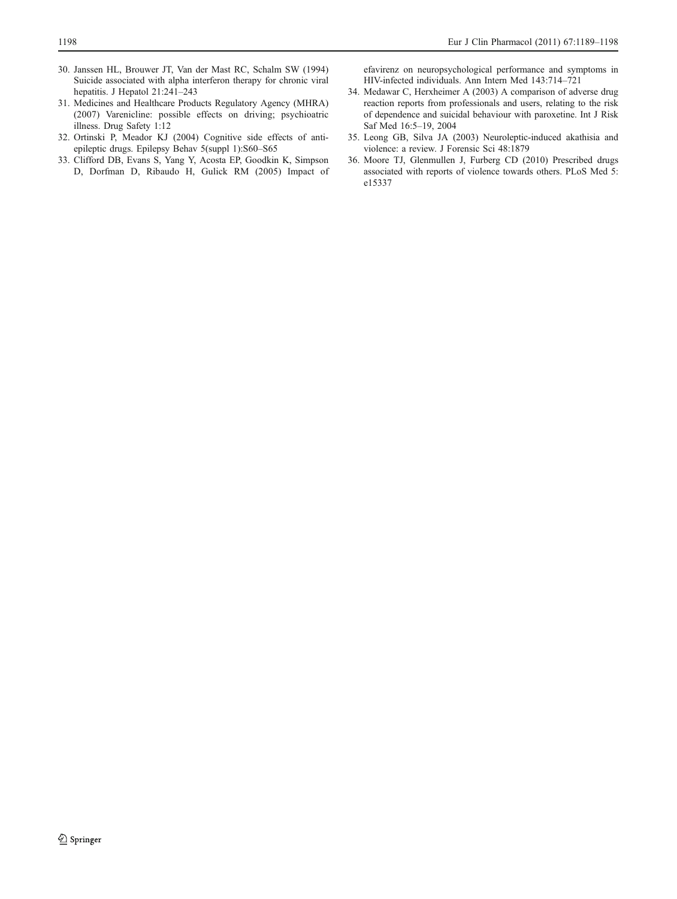30. Janssen HL, Brouwer JT, Van der Mast RC, Schalm SW (1994) Suicide associated with alpha interferon therapy for chronic viral hepatitis. J Hepatol 21:241–243
31. Medicines and Healthcare Products Regulatory Agency (MHRA) (2007) Varenicline: possible effects on driving; psychioatric illness. Drug Safety 1:12
32. Ortinski P, Meador KJ (2004) Cognitive side effects of anti-epileptic drugs. Epilepsy Behav 5(suppl 1):S60–S65
33. Clifford DB, Evans S, Yang Y, Acosta EP, Goodkin K, Simpson D, Dorfman D, Ribaudo H, Gulick RM (2005) Impact of efavirenz on neuropsychological performance and symptoms in HIV-infected individuals. Ann Intern Med 143:714–721
34. Medawar C, Herxheimer A (2003) A comparison of adverse drug reaction reports from professionals and users, relating to the risk of dependence and suicidal behaviour with paroxetine. Int J Risk Saf Med 16:5–19, 2004
35. Leong GB, Silva JA (2003) Neuroleptic-induced akathisia and violence: a review. J Forensic Sci 48:1879
36. Moore TJ, Glenmullen J, Furberg CD (2010) Prescribed drugs associated with reports of violence towards others. PLoS Med 5: e15337